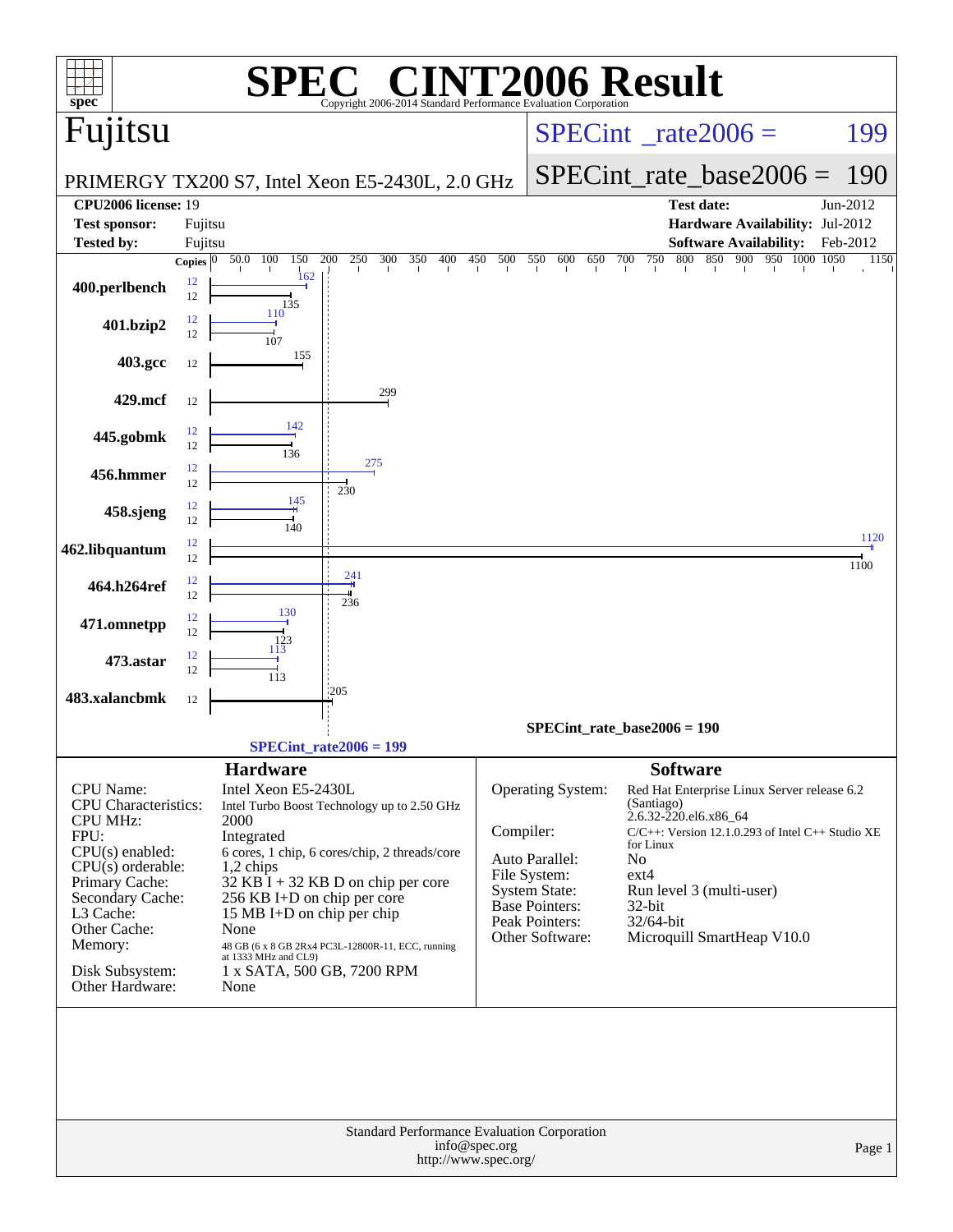# SPEC CINT2006 Result

Copyright 2006-2014 Standard Performance Evaluation Corporation

**Fujitsu**

PRIMERGY TX200 S7, Intel Xeon E5-2430L, 2.0 GHz

SPECint_rate2006 = 199

SPECint_rate_base2006 = 190

| | | | |
|---|---|---|---|
| **CPU2006 license:** | 19 | **Test date:** | Jun-2012 |
| **Test sponsor:** | Fujitsu | **Hardware Availability:** | Jul-2012 |
| **Tested by:** | Fujitsu | **Software Availability:** | Feb-2012 |

| Benchmark | Copies (peak) | Peak | Copies (base) | Base |
|---|---|---|---|---|
| 400.perlbench | 12 | 162 | 12 | 135 |
| 401.bzip2 | 12 | 110 | 12 | 107 |
| 403.gcc | | | 12 | 155 |
| 429.mcf | | | 12 | 299 |
| 445.gobmk | 12 | 142 | 12 | 136 |
| 456.hmmer | 12 | 275 | 12 | 230 |
| 458.sjeng | 12 | 145 | 12 | 140 |
| 462.libquantum | 12 | 1120 | 12 | 1100 |
| 464.h264ref | 12 | 241 | 12 | 236 |
| 471.omnetpp | 12 | 130 | 12 | 123 |
| 473.astar | 12 | 113 | 12 | 113 |
| 483.xalancbmk | | | 12 | 205 |

SPECint_rate_base2006 = 190

SPECint_rate2006 = 199

## Hardware

| | |
|---|---|
| CPU Name: | Intel Xeon E5-2430L |
| CPU Characteristics: | Intel Turbo Boost Technology up to 2.50 GHz |
| CPU MHz: | 2000 |
| FPU: | Integrated |
| CPU(s) enabled: | 6 cores, 1 chip, 6 cores/chip, 2 threads/core |
| CPU(s) orderable: | 1,2 chips |
| Primary Cache: | 32 KB I + 32 KB D on chip per core |
| Secondary Cache: | 256 KB I+D on chip per core |
| L3 Cache: | 15 MB I+D on chip per chip |
| Other Cache: | None |
| Memory: | 48 GB (6 x 8 GB 2Rx4 PC3L-12800R-11, ECC, running at 1333 MHz and CL9) |
| Disk Subsystem: | 1 x SATA, 500 GB, 7200 RPM |
| Other Hardware: | None |

## Software

| | |
|---|---|
| Operating System: | Red Hat Enterprise Linux Server release 6.2 (Santiago) 2.6.32-220.el6.x86_64 |
| Compiler: | C/C++: Version 12.1.0.293 of Intel C++ Studio XE for Linux |
| Auto Parallel: | No |
| File System: | ext4 |
| System State: | Run level 3 (multi-user) |
| Base Pointers: | 32-bit |
| Peak Pointers: | 32/64-bit |
| Other Software: | Microquill SmartHeap V10.0 |

Standard Performance Evaluation Corporation
info@spec.org
http://www.spec.org/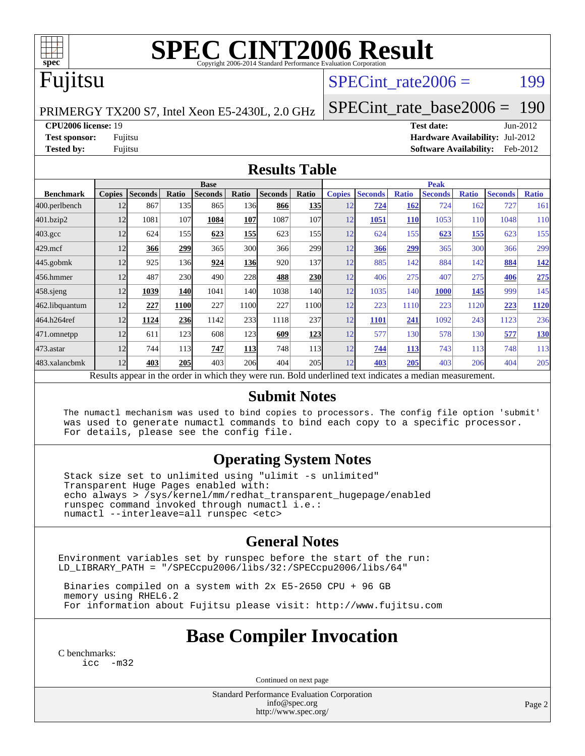# SPEC CINT2006 Result

Copyright 2006-2014 Standard Performance Evaluation Corporation

## Fujitsu

PRIMERGY TX200 S7, Intel Xeon E5-2430L, 2.0 GHz

SPECint_rate2006 = 199

SPECint_rate_base2006 = 190

**CPU2006 license:** 19
**Test sponsor:** Fujitsu
**Tested by:** Fujitsu

**Test date:** Jun-2012
**Hardware Availability:** Jul-2012
**Software Availability:** Feb-2012

## Results Table

| Benchmark | Base | | | | | | | Peak | | | | | | |
|---|---|---|---|---|---|---|---|---|---|---|---|---|---|---|
| | Copies | Seconds | Ratio | Seconds | Ratio | Seconds | Ratio | Copies | Seconds | Ratio | Seconds | Ratio | Seconds | Ratio |
| 400.perlbench | 12 | 867 | 135 | 865 | 136 | **866** | **135** | 12 | **724** | **162** | 724 | 162 | 727 | 161 |
| 401.bzip2 | 12 | 1081 | 107 | **1084** | **107** | 1087 | 107 | 12 | **1051** | **110** | 1053 | 110 | 1048 | 110 |
| 403.gcc | 12 | 624 | 155 | **623** | **155** | 623 | 155 | 12 | 624 | 155 | **623** | **155** | 623 | 155 |
| 429.mcf | 12 | **366** | **299** | 365 | 300 | 366 | 299 | 12 | **366** | **299** | 365 | 300 | 366 | 299 |
| 445.gobmk | 12 | 925 | 136 | **924** | **136** | 920 | 137 | 12 | 885 | 142 | 884 | 142 | **884** | **142** |
| 456.hmmer | 12 | 487 | 230 | 490 | 228 | **488** | **230** | 12 | 406 | 275 | 407 | 275 | **406** | **275** |
| 458.sjeng | 12 | **1039** | **140** | 1041 | 140 | 1038 | 140 | 12 | 1035 | 140 | **1000** | **145** | 999 | 145 |
| 462.libquantum | 12 | **227** | **1100** | 227 | 1100 | 227 | 1100 | 12 | 223 | 1110 | 223 | 1120 | **223** | **1120** |
| 464.h264ref | 12 | **1124** | **236** | 1142 | 233 | 1118 | 237 | 12 | **1101** | **241** | 1092 | 243 | 1123 | 236 |
| 471.omnetpp | 12 | 611 | 123 | 608 | 123 | **609** | **123** | 12 | 577 | 130 | 578 | 130 | **577** | **130** |
| 473.astar | 12 | 744 | 113 | **747** | **113** | 748 | 113 | 12 | **744** | **113** | 743 | 113 | 748 | 113 |
| 483.xalancbmk | 12 | **403** | **205** | 403 | 206 | 404 | 205 | 12 | **403** | **205** | 403 | 206 | 404 | 205 |

Results appear in the order in which they were run. Bold underlined text indicates a median measurement.

## Submit Notes

```
The numactl mechanism was used to bind copies to processors. The config file option 'submit'
was used to generate numactl commands to bind each copy to a specific processor.
For details, please see the config file.
```

## Operating System Notes

```
Stack size set to unlimited using "ulimit -s unlimited"
Transparent Huge Pages enabled with:
echo always > /sys/kernel/mm/redhat_transparent_hugepage/enabled
runspec command invoked through numactl i.e.:
numactl --interleave=all runspec <etc>
```

## General Notes

```
Environment variables set by runspec before the start of the run:
LD_LIBRARY_PATH = "/SPECcpu2006/libs/32:/SPECcpu2006/libs/64"

 Binaries compiled on a system with 2x E5-2650 CPU + 96 GB
 memory using RHEL6.2
 For information about Fujitsu please visit: http://www.fujitsu.com
```

## Base Compiler Invocation

C benchmarks:
```
icc  -m32
```

Continued on next page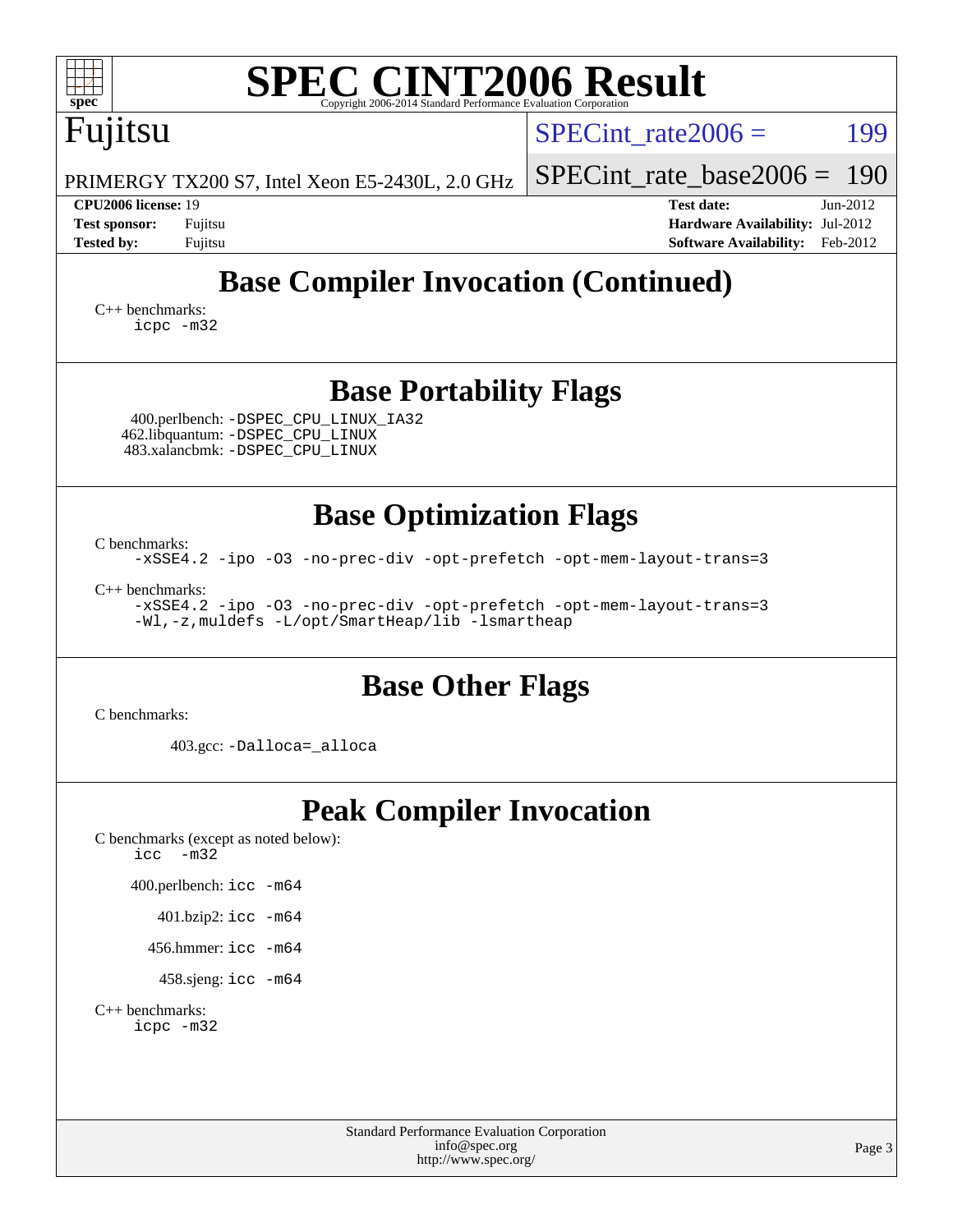# SPEC CINT2006 Result

Copyright 2006-2014 Standard Performance Evaluation Corporation

Fujitsu

PRIMERGY TX200 S7, Intel Xeon E5-2430L, 2.0 GHz

SPECint_rate2006 = 199

SPECint_rate_base2006 = 190

**CPU2006 license:** 19 **Test date:** Jun-2012
**Test sponsor:** Fujitsu **Hardware Availability:** Jul-2012
**Tested by:** Fujitsu **Software Availability:** Feb-2012

## Base Compiler Invocation (Continued)

C++ benchmarks:
```
icpc -m32
```

## Base Portability Flags

400.perlbench: `-DSPEC_CPU_LINUX_IA32`
462.libquantum: `-DSPEC_CPU_LINUX`
483.xalancbmk: `-DSPEC_CPU_LINUX`

## Base Optimization Flags

C benchmarks:
```
-xSSE4.2 -ipo -O3 -no-prec-div -opt-prefetch -opt-mem-layout-trans=3
```

C++ benchmarks:
```
-xSSE4.2 -ipo -O3 -no-prec-div -opt-prefetch -opt-mem-layout-trans=3
-Wl,-z,muldefs -L/opt/SmartHeap/lib -lsmartheap
```

## Base Other Flags

C benchmarks:

403.gcc: `-Dalloca=_alloca`

## Peak Compiler Invocation

C benchmarks (except as noted below):
```
icc  -m32
```

400.perlbench: `icc -m64`

401.bzip2: `icc -m64`

456.hmmer: `icc -m64`

458.sjeng: `icc -m64`

C++ benchmarks:
```
icpc -m32
```

Standard Performance Evaluation Corporation
info@spec.org
http://www.spec.org/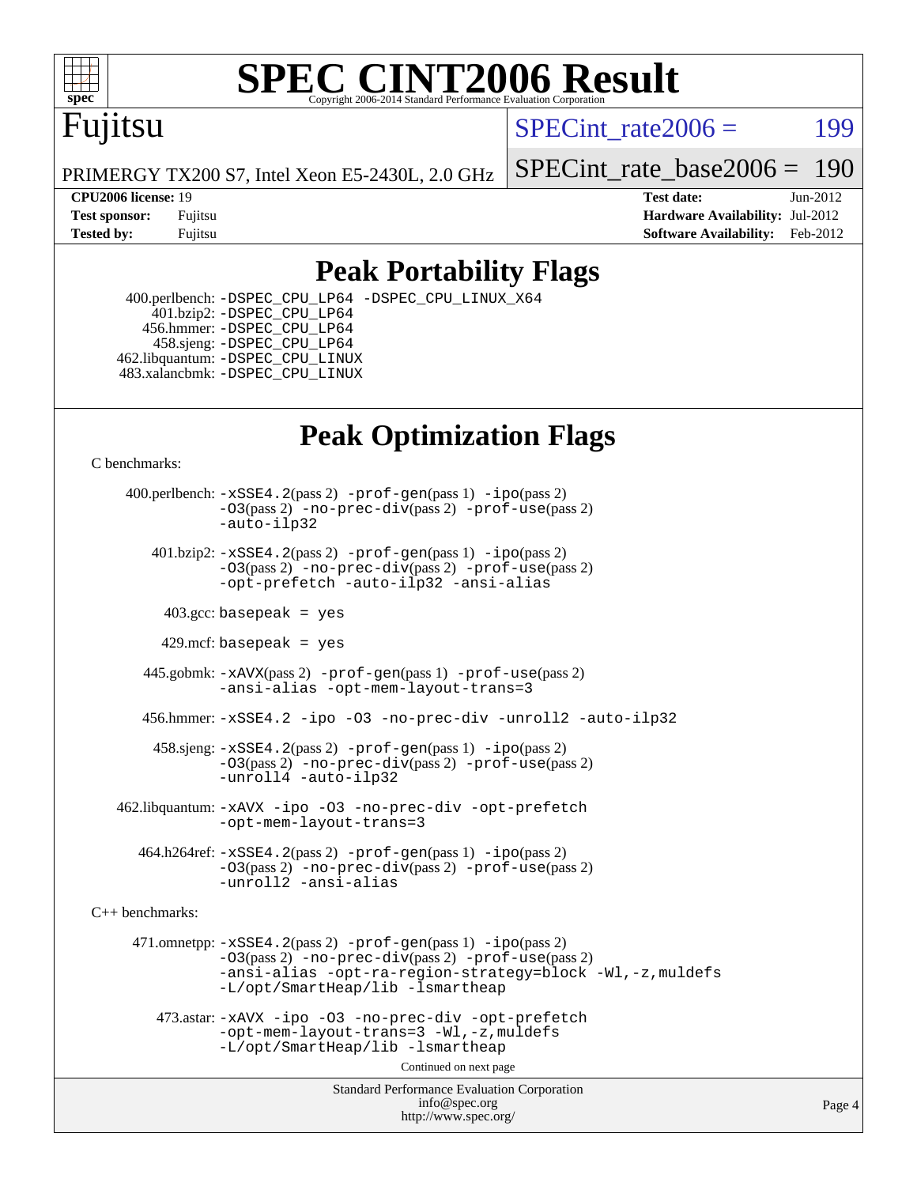# SPEC CINT2006 Result

Copyright 2006-2014 Standard Performance Evaluation Corporation

**Fujitsu**

PRIMERGY TX200 S7, Intel Xeon E5-2430L, 2.0 GHz

SPECint_rate2006 = 199

SPECint_rate_base2006 = 190

| | | | |
|---|---|---|---|
| **CPU2006 license:** 19 | | **Test date:** | Jun-2012 |
| **Test sponsor:** | Fujitsu | **Hardware Availability:** | Jul-2012 |
| **Tested by:** | Fujitsu | **Software Availability:** | Feb-2012 |

## Peak Portability Flags

400.perlbench: `-DSPEC_CPU_LP64 -DSPEC_CPU_LINUX_X64`
401.bzip2: `-DSPEC_CPU_LP64`
456.hmmer: `-DSPEC_CPU_LP64`
458.sjeng: `-DSPEC_CPU_LP64`
462.libquantum: `-DSPEC_CPU_LINUX`
483.xalancbmk: `-DSPEC_CPU_LINUX`

## Peak Optimization Flags

C benchmarks:

400.perlbench: `-xSSE4.2`(pass 2) `-prof-gen`(pass 1) `-ipo`(pass 2) `-O3`(pass 2) `-no-prec-div`(pass 2) `-prof-use`(pass 2) `-auto-ilp32`

401.bzip2: `-xSSE4.2`(pass 2) `-prof-gen`(pass 1) `-ipo`(pass 2) `-O3`(pass 2) `-no-prec-div`(pass 2) `-prof-use`(pass 2) `-opt-prefetch -auto-ilp32 -ansi-alias`

403.gcc: `basepeak = yes`

429.mcf: `basepeak = yes`

445.gobmk: `-xAVX`(pass 2) `-prof-gen`(pass 1) `-prof-use`(pass 2) `-ansi-alias -opt-mem-layout-trans=3`

456.hmmer: `-xSSE4.2 -ipo -O3 -no-prec-div -unroll2 -auto-ilp32`

458.sjeng: `-xSSE4.2`(pass 2) `-prof-gen`(pass 1) `-ipo`(pass 2) `-O3`(pass 2) `-no-prec-div`(pass 2) `-prof-use`(pass 2) `-unroll4 -auto-ilp32`

462.libquantum: `-xAVX -ipo -O3 -no-prec-div -opt-prefetch -opt-mem-layout-trans=3`

464.h264ref: `-xSSE4.2`(pass 2) `-prof-gen`(pass 1) `-ipo`(pass 2) `-O3`(pass 2) `-no-prec-div`(pass 2) `-prof-use`(pass 2) `-unroll2 -ansi-alias`

C++ benchmarks:

471.omnetpp: `-xSSE4.2`(pass 2) `-prof-gen`(pass 1) `-ipo`(pass 2) `-O3`(pass 2) `-no-prec-div`(pass 2) `-prof-use`(pass 2) `-ansi-alias -opt-ra-region-strategy=block -Wl,-z,muldefs -L/opt/SmartHeap/lib -lsmartheap`

473.astar: `-xAVX -ipo -O3 -no-prec-div -opt-prefetch -opt-mem-layout-trans=3 -Wl,-z,muldefs -L/opt/SmartHeap/lib -lsmartheap`

Continued on next page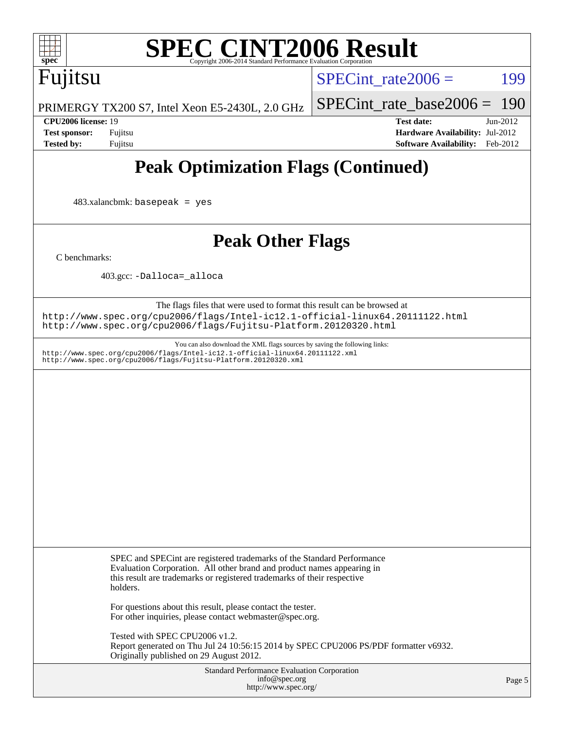# SPEC CINT2006 Result

Copyright 2006-2014 Standard Performance Evaluation Corporation

Fujitsu

PRIMERGY TX200 S7, Intel Xeon E5-2430L, 2.0 GHz

SPECint_rate2006 = 199

SPECint_rate_base2006 = 190

**CPU2006 license:** 19
**Test sponsor:** Fujitsu
**Tested by:** Fujitsu

**Test date:** Jun-2012
**Hardware Availability:** Jul-2012
**Software Availability:** Feb-2012

## Peak Optimization Flags (Continued)

483.xalancbmk: `basepeak = yes`

## Peak Other Flags

C benchmarks:

403.gcc: `-Dalloca=_alloca`

The flags files that were used to format this result can be browsed at

http://www.spec.org/cpu2006/flags/Intel-ic12.1-official-linux64.20111122.html
http://www.spec.org/cpu2006/flags/Fujitsu-Platform.20120320.html

You can also download the XML flags sources by saving the following links:

http://www.spec.org/cpu2006/flags/Intel-ic12.1-official-linux64.20111122.xml
http://www.spec.org/cpu2006/flags/Fujitsu-Platform.20120320.xml

SPEC and SPECint are registered trademarks of the Standard Performance Evaluation Corporation. All other brand and product names appearing in this result are trademarks or registered trademarks of their respective holders.

For questions about this result, please contact the tester.
For other inquiries, please contact webmaster@spec.org.

Tested with SPEC CPU2006 v1.2.
Report generated on Thu Jul 24 10:56:15 2014 by SPEC CPU2006 PS/PDF formatter v6932.
Originally published on 29 August 2012.

Standard Performance Evaluation Corporation
info@spec.org
http://www.spec.org/